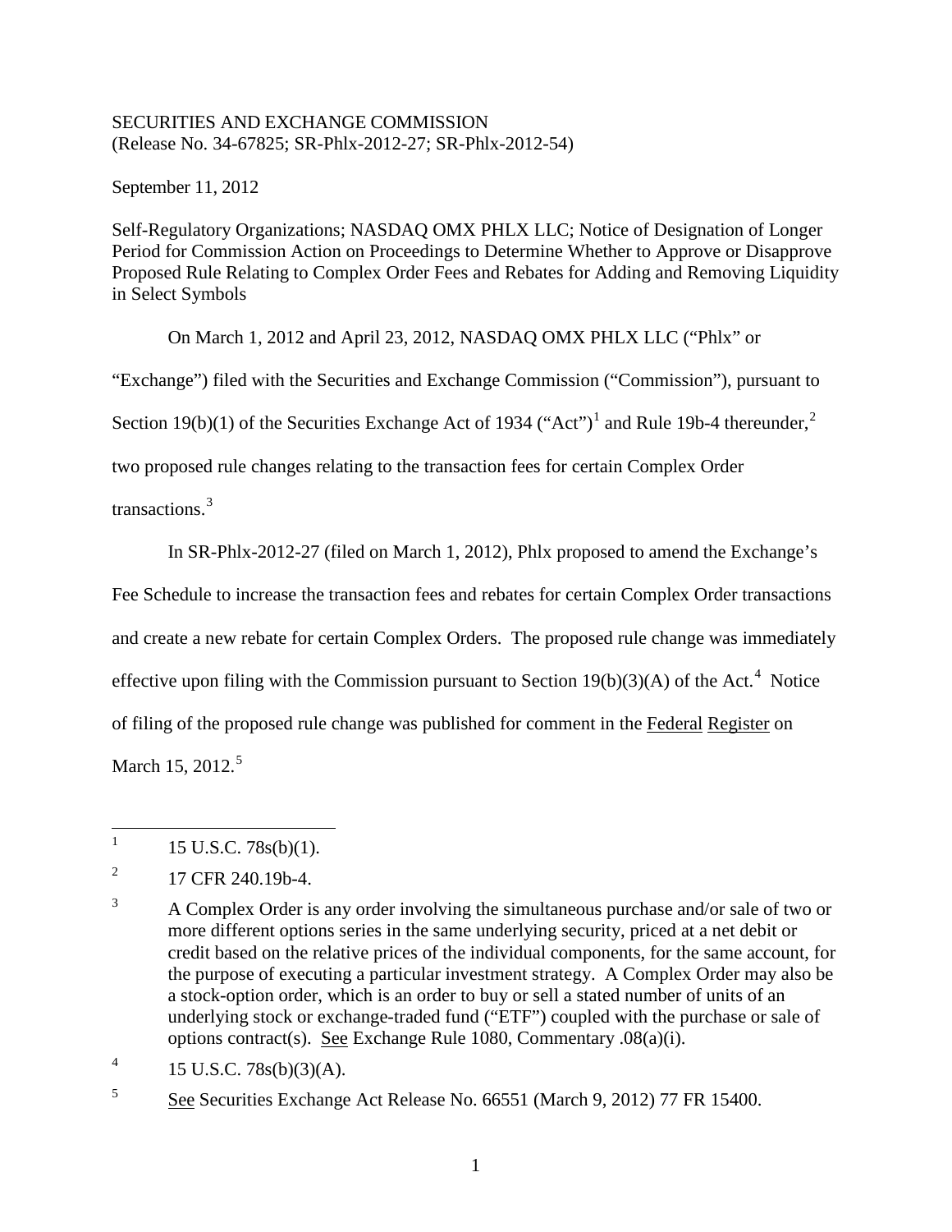SECURITIES AND EXCHANGE COMMISSION
(Release No. 34-67825; SR-Phlx-2012-27; SR-Phlx-2012-54)

September 11, 2012

Self-Regulatory Organizations; NASDAQ OMX PHLX LLC; Notice of Designation of Longer Period for Commission Action on Proceedings to Determine Whether to Approve or Disapprove Proposed Rule Relating to Complex Order Fees and Rebates for Adding and Removing Liquidity in Select Symbols

On March 1, 2012 and April 23, 2012, NASDAQ OMX PHLX LLC ("Phlx" or "Exchange") filed with the Securities and Exchange Commission ("Commission"), pursuant to Section 19(b)(1) of the Securities Exchange Act of 1934 ("Act")[1] and Rule 19b-4 thereunder,[2] two proposed rule changes relating to the transaction fees for certain Complex Order transactions.[3]

In SR-Phlx-2012-27 (filed on March 1, 2012), Phlx proposed to amend the Exchange's Fee Schedule to increase the transaction fees and rebates for certain Complex Order transactions and create a new rebate for certain Complex Orders. The proposed rule change was immediately effective upon filing with the Commission pursuant to Section 19(b)(3)(A) of the Act.[4] Notice of filing of the proposed rule change was published for comment in the Federal Register on March 15, 2012.[5]

---

[1] 15 U.S.C. 78s(b)(1).

[2] 17 CFR 240.19b-4.

[3] A Complex Order is any order involving the simultaneous purchase and/or sale of two or more different options series in the same underlying security, priced at a net debit or credit based on the relative prices of the individual components, for the same account, for the purpose of executing a particular investment strategy. A Complex Order may also be a stock-option order, which is an order to buy or sell a stated number of units of an underlying stock or exchange-traded fund ("ETF") coupled with the purchase or sale of options contract(s). See Exchange Rule 1080, Commentary .08(a)(i).

[4] 15 U.S.C. 78s(b)(3)(A).

[5] See Securities Exchange Act Release No. 66551 (March 9, 2012) 77 FR 15400.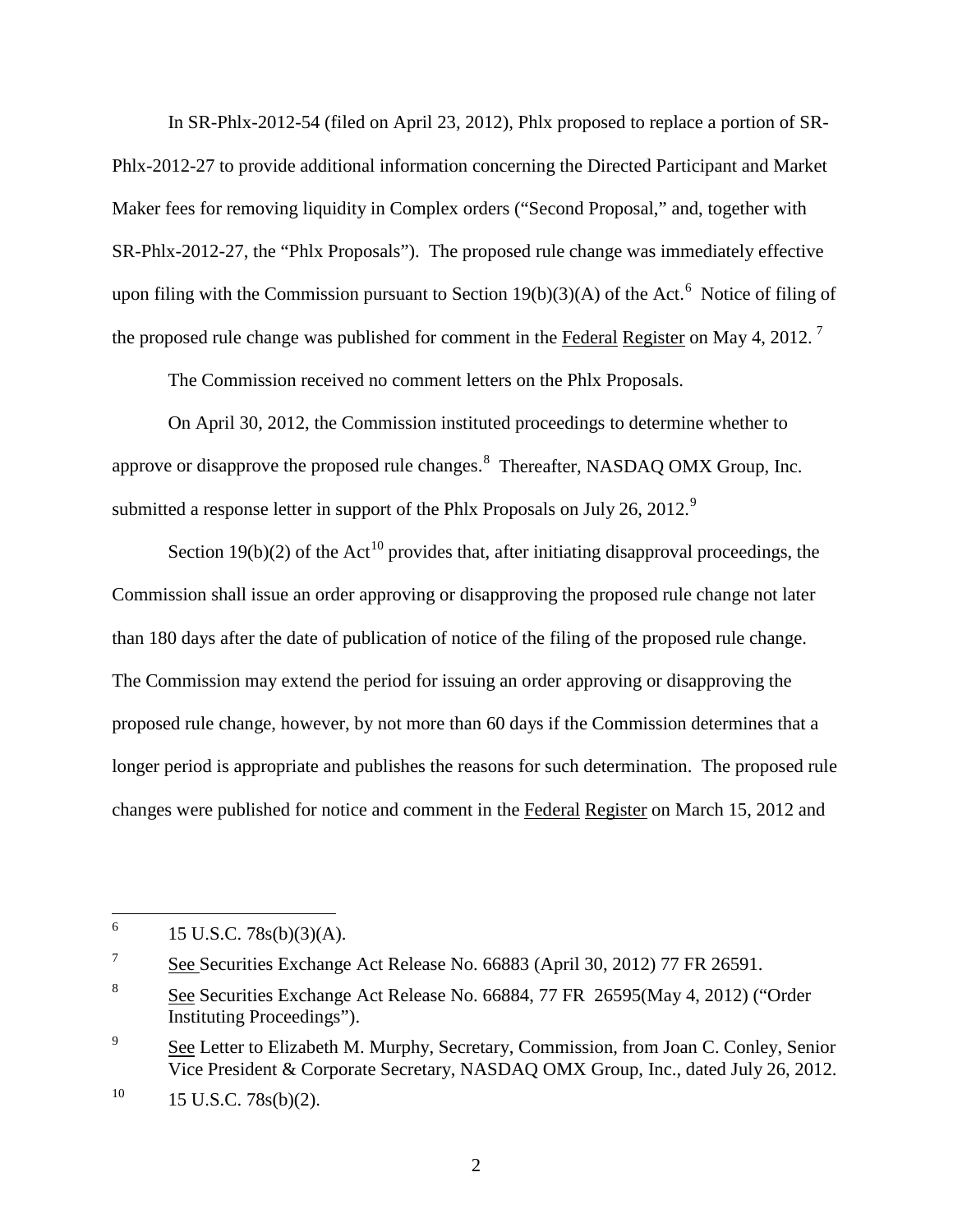In SR-Phlx-2012-54 (filed on April 23, 2012), Phlx proposed to replace a portion of SR-Phlx-2012-27 to provide additional information concerning the Directed Participant and Market Maker fees for removing liquidity in Complex orders ("Second Proposal," and, together with SR-Phlx-2012-27, the "Phlx Proposals"). The proposed rule change was immediately effective upon filing with the Commission pursuant to Section 19(b)(3)(A) of the Act.[6] Notice of filing of the proposed rule change was published for comment in the Federal Register on May 4, 2012.[7]

The Commission received no comment letters on the Phlx Proposals.

On April 30, 2012, the Commission instituted proceedings to determine whether to approve or disapprove the proposed rule changes.[8] Thereafter, NASDAQ OMX Group, Inc. submitted a response letter in support of the Phlx Proposals on July 26, 2012.[9]

Section 19(b)(2) of the Act[10] provides that, after initiating disapproval proceedings, the Commission shall issue an order approving or disapproving the proposed rule change not later than 180 days after the date of publication of notice of the filing of the proposed rule change. The Commission may extend the period for issuing an order approving or disapproving the proposed rule change, however, by not more than 60 days if the Commission determines that a longer period is appropriate and publishes the reasons for such determination. The proposed rule changes were published for notice and comment in the Federal Register on March 15, 2012 and

---

[6] 15 U.S.C. 78s(b)(3)(A).

[7] See Securities Exchange Act Release No. 66883 (April 30, 2012) 77 FR 26591.

[8] See Securities Exchange Act Release No. 66884, 77 FR 26595(May 4, 2012) ("Order Instituting Proceedings").

[9] See Letter to Elizabeth M. Murphy, Secretary, Commission, from Joan C. Conley, Senior Vice President & Corporate Secretary, NASDAQ OMX Group, Inc., dated July 26, 2012.

[10] 15 U.S.C. 78s(b)(2).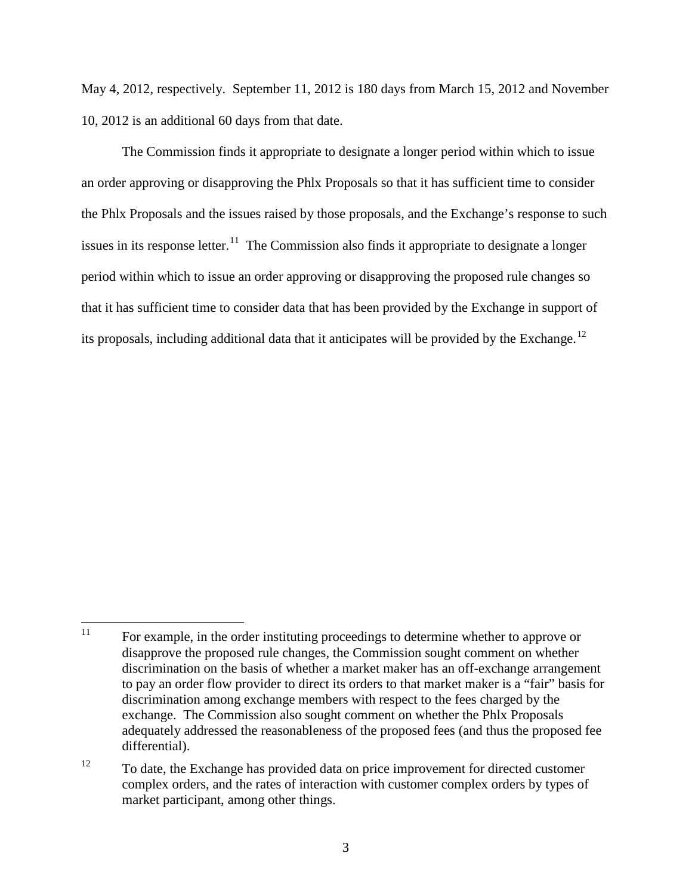May 4, 2012, respectively. September 11, 2012 is 180 days from March 15, 2012 and November 10, 2012 is an additional 60 days from that date.

The Commission finds it appropriate to designate a longer period within which to issue an order approving or disapproving the Phlx Proposals so that it has sufficient time to consider the Phlx Proposals and the issues raised by those proposals, and the Exchange's response to such issues in its response letter.[11] The Commission also finds it appropriate to designate a longer period within which to issue an order approving or disapproving the proposed rule changes so that it has sufficient time to consider data that has been provided by the Exchange in support of its proposals, including additional data that it anticipates will be provided by the Exchange.[12]

---

[11] For example, in the order instituting proceedings to determine whether to approve or disapprove the proposed rule changes, the Commission sought comment on whether discrimination on the basis of whether a market maker has an off-exchange arrangement to pay an order flow provider to direct its orders to that market maker is a "fair" basis for discrimination among exchange members with respect to the fees charged by the exchange. The Commission also sought comment on whether the Phlx Proposals adequately addressed the reasonableness of the proposed fees (and thus the proposed fee differential).

[12] To date, the Exchange has provided data on price improvement for directed customer complex orders, and the rates of interaction with customer complex orders by types of market participant, among other things.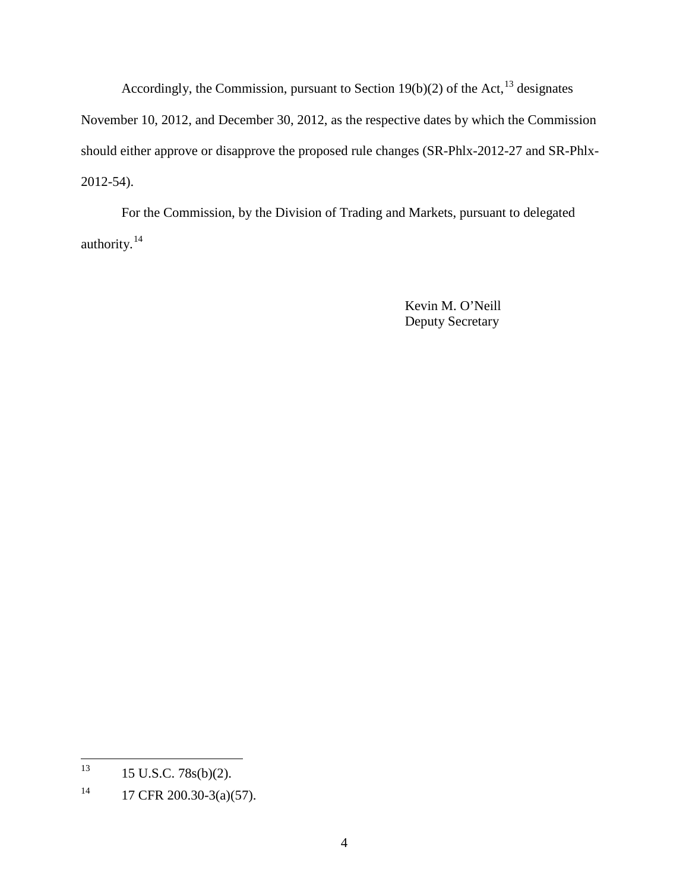Accordingly, the Commission, pursuant to Section 19(b)(2) of the Act,[13] designates November 10, 2012, and December 30, 2012, as the respective dates by which the Commission should either approve or disapprove the proposed rule changes (SR-Phlx-2012-27 and SR-Phlx-2012-54).

For the Commission, by the Division of Trading and Markets, pursuant to delegated authority.[14]

Kevin M. O'Neill
Deputy Secretary

---

[13] 15 U.S.C. 78s(b)(2).

[14] 17 CFR 200.30-3(a)(57).